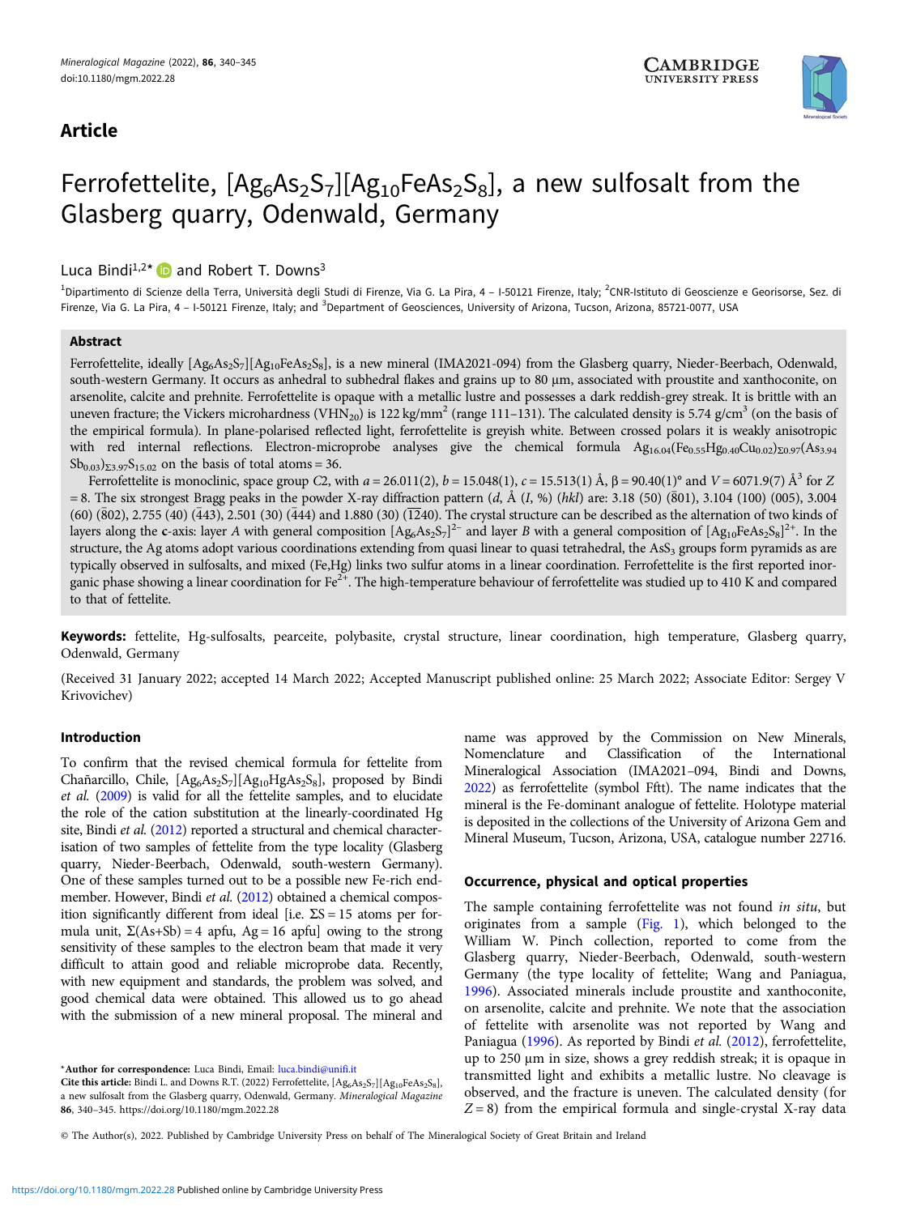## Article

# Ferrofettelite, $[Ag_6As_2S_7][Ag_{10}FeAs_2S_8]$, a new sulfosalt from the Glasberg quarry, Odenwald, Germany

Luca Bindi[1,2]* and Robert T. Downs[3]

[1]Dipartimento di Scienze della Terra, Università degli Studi di Firenze, Via G. La Pira, 4 – I-50121 Firenze, Italy; [2]CNR-Istituto di Geoscienze e Georisorse, Sez. di Firenze, Via G. La Pira, 4 – I-50121 Firenze, Italy; and [3]Department of Geosciences, University of Arizona, Tucson, Arizona, 85721-0077, USA

### Abstract

Ferrofettelite, ideally $[Ag_6As_2S_7][Ag_{10}FeAs_2S_8]$, is a new mineral (IMA2021-094) from the Glasberg quarry, Nieder-Beerbach, Odenwald, south-western Germany. It occurs as anhedral to subhedral flakes and grains up to 80 μm, associated with proustite and xanthoconite, on arsenolite, calcite and prehnite. Ferrofettelite is opaque with a metallic lustre and possesses a dark reddish-grey streak. It is brittle with an uneven fracture; the Vickers microhardness ($VHN_{20}$) is 122 $kg/mm^2$ (range 111–131). The calculated density is 5.74 $g/cm^3$ (on the basis of the empirical formula). In plane-polarised reflected light, ferrofettelite is greyish white. Between crossed polars it is weakly anisotropic with red internal reflections. Electron-microprobe analyses give the chemical formula $Ag_{16.04}(Fe_{0.55}Hg_{0.40}Cu_{0.02})_{\Sigma 0.97}(As_{3.94}Sb_{0.03})_{\Sigma 3.97}S_{15.02}$ on the basis of total atoms = 36.

Ferrofettelite is monoclinic, space group $C2$, with $a$ = 26.011(2), $b$ = 15.048(1), $c$ = 15.513(1) Å, β = 90.40(1)° and $V$ = 6071.9(7) $Å^3$ for $Z$ = 8. The six strongest Bragg peaks in the powder X-ray diffraction pattern ($d$, Å ($I$, %) ($hkl$) are: 3.18 (50) ($\bar{8}01$), 3.104 (100) (005), 3.004 (60) ($\bar{8}02$), 2.755 (40) ($\bar{4}43$), 2.501 (30) ($\bar{4}44$) and 1.880 (30) ($\bar{1}240$). The crystal structure can be described as the alternation of two kinds of layers along the **c**-axis: layer $A$ with general composition $[Ag_6As_2S_7]^{2-}$ and layer $B$ with a general composition of $[Ag_{10}FeAs_2S_8]^{2+}$. In the structure, the Ag atoms adopt various coordinations extending from quasi linear to quasi tetrahedral, the $AsS_3$ groups form pyramids as are typically observed in sulfosalts, and mixed (Fe,Hg) links two sulfur atoms in a linear coordination. Ferrofettelite is the first reported inorganic phase showing a linear coordination for $Fe^{2+}$. The high-temperature behaviour of ferrofettelite was studied up to 410 K and compared to that of fettelite.

**Keywords:** fettelite, Hg-sulfosalts, pearceite, polybasite, crystal structure, linear coordination, high temperature, Glasberg quarry, Odenwald, Germany

(Received 31 January 2022; accepted 14 March 2022; Accepted Manuscript published online: 25 March 2022; Associate Editor: Sergey V Krivovichev)

## Introduction

To confirm that the revised chemical formula for fettelite from Chañarcillo, Chile, $[Ag_6As_2S_7][Ag_{10}HgAs_2S_8]$, proposed by Bindi *et al.* (2009) is valid for all the fettelite samples, and to elucidate the role of the cation substitution at the linearly-coordinated Hg site, Bindi *et al.* (2012) reported a structural and chemical characterisation of two samples of fettelite from the type locality (Glasberg quarry, Nieder-Beerbach, Odenwald, south-western Germany). One of these samples turned out to be a possible new Fe-rich end-member. However, Bindi *et al.* (2012) obtained a chemical composition significantly different from ideal [i.e. ΣS = 15 atoms per formula unit, Σ(As+Sb) = 4 apfu, Ag = 16 apfu] owing to the strong sensitivity of these samples to the electron beam that made it very difficult to attain good and reliable microprobe data. Recently, with new equipment and standards, the problem was solved, and good chemical data were obtained. This allowed us to go ahead with the submission of a new mineral proposal. The mineral and name was approved by the Commission on New Minerals, Nomenclature and Classification of the International Mineralogical Association (IMA2021–094, Bindi and Downs, 2022) as ferrofettelite (symbol Fftt). The name indicates that the mineral is the Fe-dominant analogue of fettelite. Holotype material is deposited in the collections of the University of Arizona Gem and Mineral Museum, Tucson, Arizona, USA, catalogue number 22716.

## Occurrence, physical and optical properties

The sample containing ferrofettelite was not found *in situ*, but originates from a sample (Fig. 1), which belonged to the William W. Pinch collection, reported to come from the Glasberg quarry, Nieder-Beerbach, Odenwald, south-western Germany (the type locality of fettelite; Wang and Paniagua, 1996). Associated minerals include proustite and xanthoconite, on arsenolite, calcite and prehnite. We note that the association of fettelite with arsenolite was not reported by Wang and Paniagua (1996). As reported by Bindi *et al.* (2012), ferrofettelite, up to 250 μm in size, shows a grey reddish streak; it is opaque in transmitted light and exhibits a metallic lustre. No cleavage is observed, and the fracture is uneven. The calculated density (for $Z$ = 8) from the empirical formula and single-crystal X-ray data

*Author for correspondence: Luca Bindi, Email: luca.bindi@unifi.it

Cite this article: Bindi L. and Downs R.T. (2022) Ferrofettelite, $[Ag_6As_2S_7][Ag_{10}FeAs_2S_8]$, a new sulfosalt from the Glasberg quarry, Odenwald, Germany. *Mineralogical Magazine* **86**, 340–345. https://doi.org/10.1180/mgm.2022.28

© The Author(s), 2022. Published by Cambridge University Press on behalf of The Mineralogical Society of Great Britain and Ireland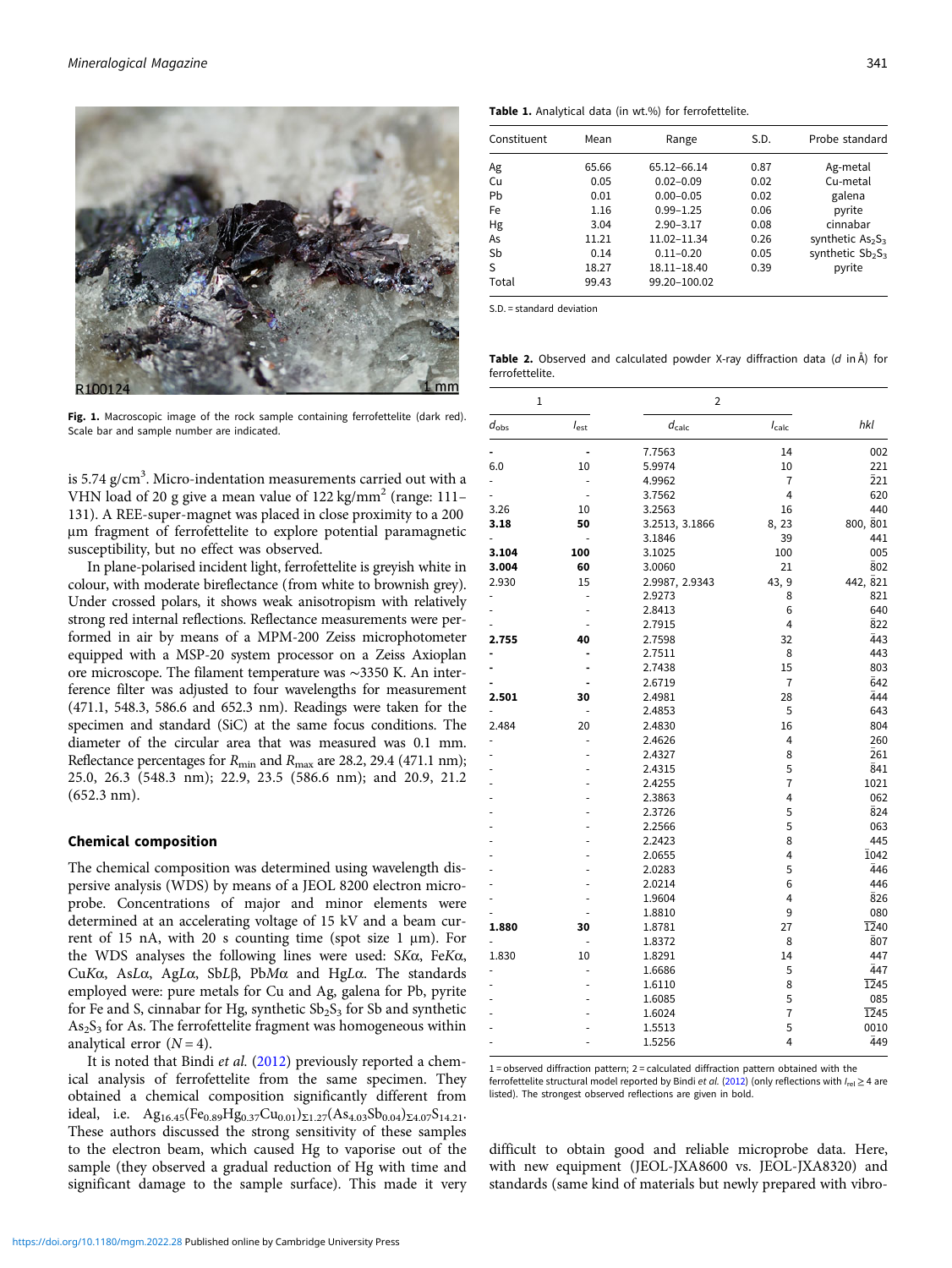Fig. 1. Macroscopic image of the rock sample containing ferrofettelite (dark red). Scale bar and sample number are indicated.

is 5.74 g/cm$^3$. Micro-indentation measurements carried out with a VHN load of 20 g give a mean value of 122 kg/mm$^2$ (range: 111–131). A REE-super-magnet was placed in close proximity to a 200 µm fragment of ferrofettelite to explore potential paramagnetic susceptibility, but no effect was observed.

In plane-polarised incident light, ferrofettelite is greyish white in colour, with moderate bireflectance (from white to brownish grey). Under crossed polars, it shows weak anisotropism with relatively strong red internal reflections. Reflectance measurements were performed in air by means of a MPM-200 Zeiss microphotometer equipped with a MSP-20 system processor on a Zeiss Axioplan ore microscope. The filament temperature was ∼3350 K. An interference filter was adjusted to four wavelengths for measurement (471.1, 548.3, 586.6 and 652.3 nm). Readings were taken for the specimen and standard (SiC) at the same focus conditions. The diameter of the circular area that was measured was 0.1 mm. Reflectance percentages for $R_{min}$ and $R_{max}$ are 28.2, 29.4 (471.1 nm); 25.0, 26.3 (548.3 nm); 22.9, 23.5 (586.6 nm); and 20.9, 21.2 (652.3 nm).

## Chemical composition

The chemical composition was determined using wavelength dispersive analysis (WDS) by means of a JEOL 8200 electron microprobe. Concentrations of major and minor elements were determined at an accelerating voltage of 15 kV and a beam current of 15 nA, with 20 s counting time (spot size 1 µm). For the WDS analyses the following lines were used: S*K*α, Fe*K*α, Cu*K*α, As*L*α, Ag*L*α, Sb*L*β, Pb*M*α and Hg*L*α. The standards employed were: pure metals for Cu and Ag, galena for Pb, pyrite for Fe and S, cinnabar for Hg, synthetic $Sb_2S_3$ for Sb and synthetic $As_2S_3$ for As. The ferrofettelite fragment was homogeneous within analytical error ($N = 4$).

It is noted that Bindi *et al.* (2012) previously reported a chemical analysis of ferrofettelite from the same specimen. They obtained a chemical composition significantly different from ideal, i.e. $Ag_{16.45}(Fe_{0.89}Hg_{0.37}Cu_{0.01})_{\Sigma 1.27}(As_{4.03}Sb_{0.04})_{\Sigma 4.07}S_{14.21}$. These authors discussed the strong sensitivity of these samples to the electron beam, which caused Hg to vaporise out of the sample (they observed a gradual reduction of Hg with time and significant damage to the sample surface). This made it very difficult to obtain good and reliable microprobe data. Here, with new equipment (JEOL-JXA8600 vs. JEOL-JXA8320) and standards (same kind of materials but newly prepared with vibro-

**Table 1.** Analytical data (in wt.%) for ferrofettelite.

| Constituent | Mean | Range | S.D. | Probe standard |
|---|---|---|---|---|
| Ag | 65.66 | 65.12–66.14 | 0.87 | Ag-metal |
| Cu | 0.05 | 0.02–0.09 | 0.02 | Cu-metal |
| Pb | 0.01 | 0.00–0.05 | 0.02 | galena |
| Fe | 1.16 | 0.99–1.25 | 0.06 | pyrite |
| Hg | 3.04 | 2.90–3.17 | 0.08 | cinnabar |
| As | 11.21 | 11.02–11.34 | 0.26 | synthetic $As_2S_3$ |
| Sb | 0.14 | 0.11–0.20 | 0.05 | synthetic $Sb_2S_3$ |
| S | 18.27 | 18.11–18.40 | 0.39 | pyrite |
| Total | 99.43 | 99.20–100.02 | | |

S.D. = standard deviation

**Table 2.** Observed and calculated powder X-ray diffraction data (*d* in Å) for ferrofettelite.

| 1 | | 2 | | |
|---|---|---|---|---|
| $d_{obs}$ | $I_{est}$ | $d_{calc}$ | $I_{calc}$ | *hkl* |
| - | - | 7.7563 | 14 | 002 |
| 6.0 | 10 | 5.9974 | 10 | 221 |
| - | - | 4.9962 | 7 | $\bar{2}21$ |
| - | - | 3.7562 | 4 | 620 |
| 3.26 | 10 | 3.2563 | 16 | 440 |
| **3.18** | **50** | 3.2513, 3.1866 | 8, 23 | 800, $\bar{8}01$ |
| - | - | 3.1846 | 39 | 441 |
| **3.104** | **100** | 3.1025 | 100 | 005 |
| **3.004** | **60** | 3.0060 | 21 | $\bar{8}02$ |
| 2.930 | 15 | 2.9987, 2.9343 | 43, 9 | 442, $\bar{8}21$ |
| - | - | 2.9273 | 8 | 821 |
| - | - | 2.8413 | 6 | 640 |
| - | - | 2.7915 | 4 | $\bar{8}22$ |
| **2.755** | **40** | 2.7598 | 32 | $\bar{4}43$ |
| - | - | 2.7511 | 8 | 443 |
| - | - | 2.7438 | 15 | 803 |
| - | - | 2.6719 | 7 | $\bar{6}42$ |
| **2.501** | **30** | 2.4981 | 28 | $\bar{4}44$ |
| - | - | 2.4853 | 5 | 643 |
| 2.484 | 20 | 2.4830 | 16 | 804 |
| - | - | 2.4626 | 4 | $\bar{2}60$ |
| - | - | 2.4327 | 8 | $\bar{2}61$ |
| - | - | 2.4315 | 5 | $\bar{8}41$ |
| - | - | 2.4255 | 7 | 1021 |
| - | - | 2.3863 | 4 | $\bar{0}62$ |
| - | - | 2.3726 | 5 | $\bar{8}24$ |
| - | - | 2.2566 | 5 | 063 |
| - | - | 2.2423 | 8 | 445 |
| - | - | 2.0655 | 4 | $\bar{10}42$ |
| - | - | 2.0283 | 5 | $\bar{4}46$ |
| - | - | 2.0214 | 6 | 446 |
| - | - | 1.9604 | 4 | $\bar{8}26$ |
| - | - | 1.8810 | 9 | 080 |
| **1.880** | **30** | 1.8781 | 27 | $\bar{12}40$ |
| - | - | 1.8372 | 8 | $\bar{8}07$ |
| 1.830 | 10 | 1.8291 | 14 | 447 |
| - | - | 1.6686 | 5 | $\bar{4}47$ |
| - | - | 1.6110 | 8 | $\bar{12}45$ |
| - | - | 1.6085 | 5 | 085 |
| - | - | 1.6024 | 7 | $\bar{12}45$ |
| - | - | 1.5513 | 5 | 0010 |
| - | - | 1.5256 | 4 | $\bar{4}49$ |

1 = observed diffraction pattern; 2 = calculated diffraction pattern obtained with the ferrofettelite structural model reported by Bindi *et al.* (2012) (only reflections with $I_{rel} \geq 4$ are listed). The strongest observed reflections are given in bold.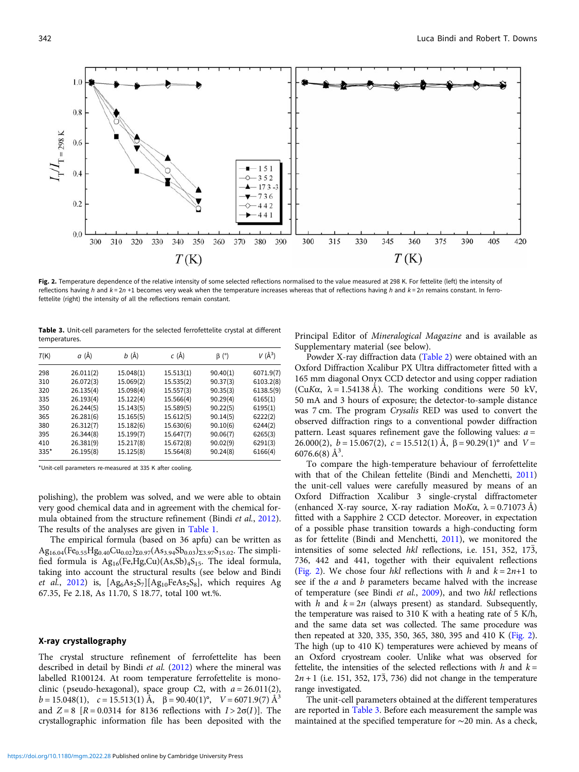**Fig. 2.** Temperature dependence of the relative intensity of some selected reflections normalised to the value measured at 298 K. For fettelite (left) the intensity of reflections having $h$ and $k = 2n + 1$ becomes very weak when the temperature increases whereas that of reflections having $h$ and $k = 2n$ remains constant. In ferrofettelite (right) the intensity of all the reflections remain constant.

**Table 3.** Unit-cell parameters for the selected ferrofettelite crystal at different temperatures.

| $T$(K) | $a$ (Å) | $b$ (Å) | $c$ (Å) | β (°) | $V$ (Å$^3$) |
|---|---|---|---|---|---|
| 298 | 26.011(2) | 15.048(1) | 15.513(1) | 90.40(1) | 6071.9(7) |
| 310 | 26.072(3) | 15.069(2) | 15.535(2) | 90.37(3) | 6103.2(8) |
| 320 | 26.135(4) | 15.098(4) | 15.557(3) | 90.35(3) | 6138.5(9) |
| 335 | 26.193(4) | 15.122(4) | 15.566(4) | 90.29(4) | 6165(1) |
| 350 | 26.244(5) | 15.143(5) | 15.589(5) | 90.22(5) | 6195(1) |
| 365 | 26.281(6) | 15.165(5) | 15.612(5) | 90.14(5) | 6222(2) |
| 380 | 26.312(7) | 15.182(6) | 15.630(6) | 90.10(6) | 6244(2) |
| 395 | 26.344(8) | 15.199(7) | 15.647(7) | 90.06(7) | 6265(3) |
| 410 | 26.381(9) | 15.217(8) | 15.672(8) | 90.02(9) | 6291(3) |
| 335* | 26.195(8) | 15.125(8) | 15.564(8) | 90.24(8) | 6166(4) |

*Unit-cell parameters re-measured at 335 K after cooling.

polishing), the problem was solved, and we were able to obtain very good chemical data and in agreement with the chemical formula obtained from the structure refinement (Bindi *et al.*, 2012). The results of the analyses are given in Table 1.

The empirical formula (based on 36 apfu) can be written as $Ag_{16.04}(Fe_{0.55}Hg_{0.40}Cu_{0.02})_{\Sigma 0.97}(As_{3.94}Sb_{0.03})_{\Sigma 3.97}S_{15.02}$. The simplified formula is $Ag_{16}(Fe,Hg,Cu)(As,Sb)_4S_{15}$. The ideal formula, taking into account the structural results (see below and Bindi *et al.*, 2012) is, $[Ag_6As_2S_7][Ag_{10}FeAs_2S_8]$, which requires Ag 67.35, Fe 2.18, As 11.70, S 18.77, total 100 wt.%.

## X-ray crystallography

The crystal structure refinement of ferrofettelite has been described in detail by Bindi *et al.* (2012) where the mineral was labelled R100124. At room temperature ferrofettelite is monoclinic (pseudo-hexagonal), space group $C2$, with $a = 26.011(2)$, $b = 15.048(1)$, $c = 15.513(1)$ Å, $\beta = 90.40(1)°$, $V = 6071.9(7)$ Å$^3$ and $Z = 8$ [$R = 0.0314$ for 8136 reflections with $I > 2\sigma(I)$]. The crystallographic information file has been deposited with the Principal Editor of *Mineralogical Magazine* and is available as Supplementary material (see below).

Powder X-ray diffraction data (Table 2) were obtained with an Oxford Diffraction Xcalibur PX Ultra diffractometer fitted with a 165 mm diagonal Onyx CCD detector and using copper radiation (Cu*K*α, λ = 1.54138 Å). The working conditions were 50 kV, 50 mA and 3 hours of exposure; the detector-to-sample distance was 7 cm. The program *Crysalis* RED was used to convert the observed diffraction rings to a conventional powder diffraction pattern. Least squares refinement gave the following values: $a = 26.000(2)$, $b = 15.067(2)$, $c = 15.512(1)$ Å, $\beta = 90.29(1)°$ and $V = 6076.6(8)$ Å$^3$.

To compare the high-temperature behaviour of ferrofettelite with that of the Chilean fettelite (Bindi and Menchetti, 2011) the unit-cell values were carefully measured by means of an Oxford Diffraction Xcalibur 3 single-crystal diffractometer (enhanced X-ray source, X-ray radiation Mo*K*α, λ = 0.71073 Å) fitted with a Sapphire 2 CCD detector. Moreover, in expectation of a possible phase transition towards a high-conducting form as for fettelite (Bindi and Menchetti, 2011), we monitored the intensities of some selected *hkl* reflections, i.e. 151, 352, 17$\bar{3}$, 736, 442 and 441, together with their equivalent reflections (Fig. 2). We chose four *hkl* reflections with $h$ and $k = 2n+1$ to see if the $a$ and $b$ parameters became halved with the increase of temperature (see Bindi *et al.*, 2009), and two *hkl* reflections with $h$ and $k = 2n$ (always present) as standard. Subsequently, the temperature was raised to 310 K with a heating rate of 5 K/h, and the same data set was collected. The same procedure was then repeated at 320, 335, 350, 365, 380, 395 and 410 K (Fig. 2). The high (up to 410 K) temperatures were achieved by means of an Oxford cryostream cooler. Unlike what was observed for fettelite, the intensities of the selected reflections with $h$ and $k = 2n + 1$ (i.e. 151, 352, 17$\bar{3}$, 736) did not change in the temperature range investigated.

The unit-cell parameters obtained at the different temperatures are reported in Table 3. Before each measurement the sample was maintained at the specified temperature for ~20 min. As a check,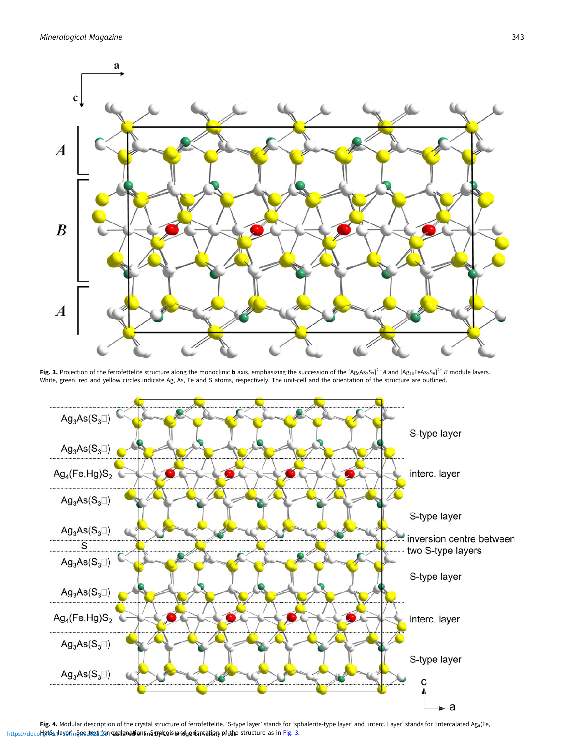**Fig. 3.** Projection of the ferrofettelite structure along the monoclinic **b** axis, emphasizing the succession of the $[Ag_6As_2S_7]^{2-}$ *A* and $[Ag_{10}FeAs_2S_8]^{2+}$ *B* module layers. White, green, red and yellow circles indicate Ag, As, Fe and S atoms, respectively. The unit-cell and the orientation of the structure are outlined.

**Fig. 4.** Modular description of the crystal structure of ferrofettelite. 'S-type layer' stands for 'sphalerite-type layer' and 'interc. Layer' stands for 'intercalated $Ag_4$(Fe, Hg)$S_2$ layer'. See text for explanations. Symbols and orientation of the structure as in Fig. 3.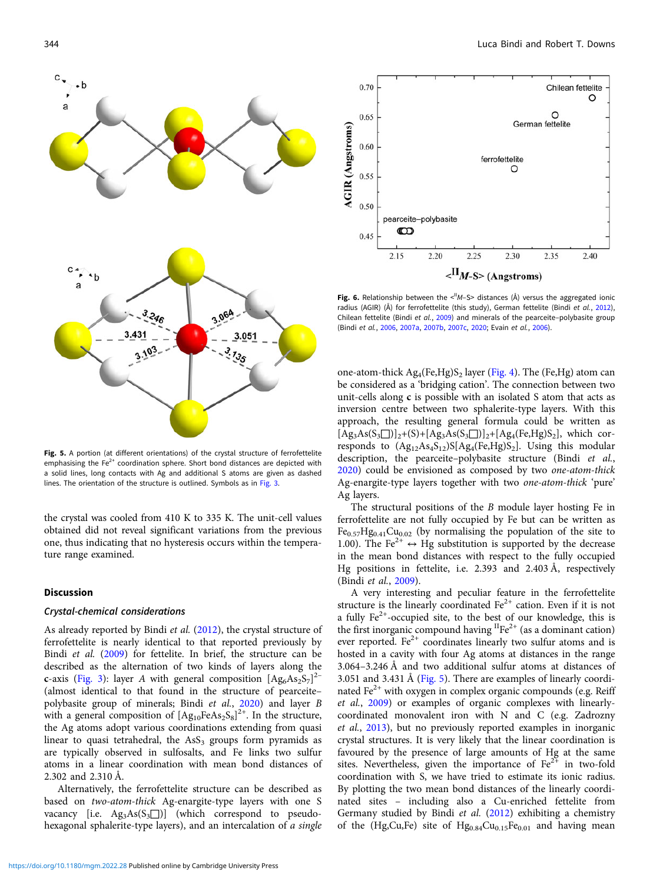**Fig. 5.** A portion (at different orientations) of the crystal structure of ferrofettelite emphasising the $Fe^{2+}$ coordination sphere. Short bond distances are depicted with a solid lines, long contacts with Ag and additional S atoms are given as dashed lines. The orientation of the structure is outlined. Symbols as in Fig. 3.

**Fig. 6.** Relationship between the $<^{II}M\text{–}S>$ distances (Å) versus the aggregated ionic radius (AGIR) (Å) for ferrofettelite (this study), German fettelite (Bindi *et al.*, 2012), Chilean fettelite (Bindi *et al.*, 2009) and minerals of the pearceite–polybasite group (Bindi *et al.*, 2006, 2007a, 2007b, 2007c, 2020; Evain *et al.*, 2006).

the crystal was cooled from 410 K to 335 K. The unit-cell values obtained did not reveal significant variations from the previous one, thus indicating that no hysteresis occurs within the temperature range examined.

## Discussion

### Crystal-chemical considerations

As already reported by Bindi *et al.* (2012), the crystal structure of ferrofettelite is nearly identical to that reported previously by Bindi *et al.* (2009) for fettelite. In brief, the structure can be described as the alternation of two kinds of layers along the **c**-axis (Fig. 3): layer *A* with general composition $[Ag_6As_2S_7]^{2-}$ (almost identical to that found in the structure of pearceite–polybasite group of minerals; Bindi *et al.*, 2020) and layer *B* with a general composition of $[Ag_{10}FeAs_2S_8]^{2+}$. In the structure, the Ag atoms adopt various coordinations extending from quasi linear to quasi tetrahedral, the $AsS_3$ groups form pyramids as are typically observed in sulfosalts, and Fe links two sulfur atoms in a linear coordination with mean bond distances of 2.302 and 2.310 Å.

Alternatively, the ferrofettelite structure can be described as based on *two-atom-thick* Ag-enargite-type layers with one S vacancy [i.e. $Ag_3As(S_3\square)$] (which correspond to pseudo-hexagonal sphalerite-type layers), and an intercalation of *a single one-atom-thick* $Ag_4(Fe,Hg)S_2$ layer (Fig. 4). The (Fe,Hg) atom can be considered as a 'bridging cation'. The connection between two unit-cells along **c** is possible with an isolated S atom that acts as inversion centre between two sphalerite-type layers. With this approach, the resulting general formula could be written as $[Ag_3As(S_3\square)]_2$+(S)+$[Ag_3As(S_3\square)]_2$+$[Ag_4(Fe,Hg)S_2]$, which corresponds to $(Ag_{12}As_4S_{12})S[Ag_4(Fe,Hg)S_2]$. Using this modular description, the pearceite–polybasite structure (Bindi *et al.*, 2020) could be envisioned as composed by two *one-atom-thick* Ag-enargite-type layers together with two *one-atom-thick* 'pure' Ag layers.

The structural positions of the *B* module layer hosting Fe in ferrofettelite are not fully occupied by Fe but can be written as $Fe_{0.57}Hg_{0.41}Cu_{0.02}$ (by normalising the population of the site to 1.00). The $Fe^{2+} \leftrightarrow$ Hg substitution is supported by the decrease in the mean bond distances with respect to the fully occupied Hg positions in fettelite, i.e. 2.393 and 2.403 Å, respectively (Bindi *et al.*, 2009).

A very interesting and peculiar feature in the ferrofettelite structure is the linearly coordinated $Fe^{2+}$ cation. Even if it is not a fully $Fe^{2+}$-occupied site, to the best of our knowledge, this is the first inorganic compound having $^{II}Fe^{2+}$ (as a dominant cation) ever reported. $Fe^{2+}$ coordinates linearly two sulfur atoms and is hosted in a cavity with four Ag atoms at distances in the range 3.064–3.246 Å and two additional sulfur atoms at distances of 3.051 and 3.431 Å (Fig. 5). There are examples of linearly coordinated $Fe^{2+}$ with oxygen in complex organic compounds (e.g. Reiff *et al.*, 2009) or examples of organic complexes with linearly-coordinated monovalent iron with N and C (e.g. Zadrozny *et al.*, 2013), but no previously reported examples in inorganic crystal structures. It is very likely that the linear coordination is favoured by the presence of large amounts of Hg at the same sites. Nevertheless, given the importance of $Fe^{2+}$ in two-fold coordination with S, we have tried to estimate its ionic radius. By plotting the two mean bond distances of the linearly coordinated sites – including also a Cu-enriched fettelite from Germany studied by Bindi *et al.* (2012) exhibiting a chemistry of the (Hg,Cu,Fe) site of $Hg_{0.84}Cu_{0.15}Fe_{0.01}$ and having mean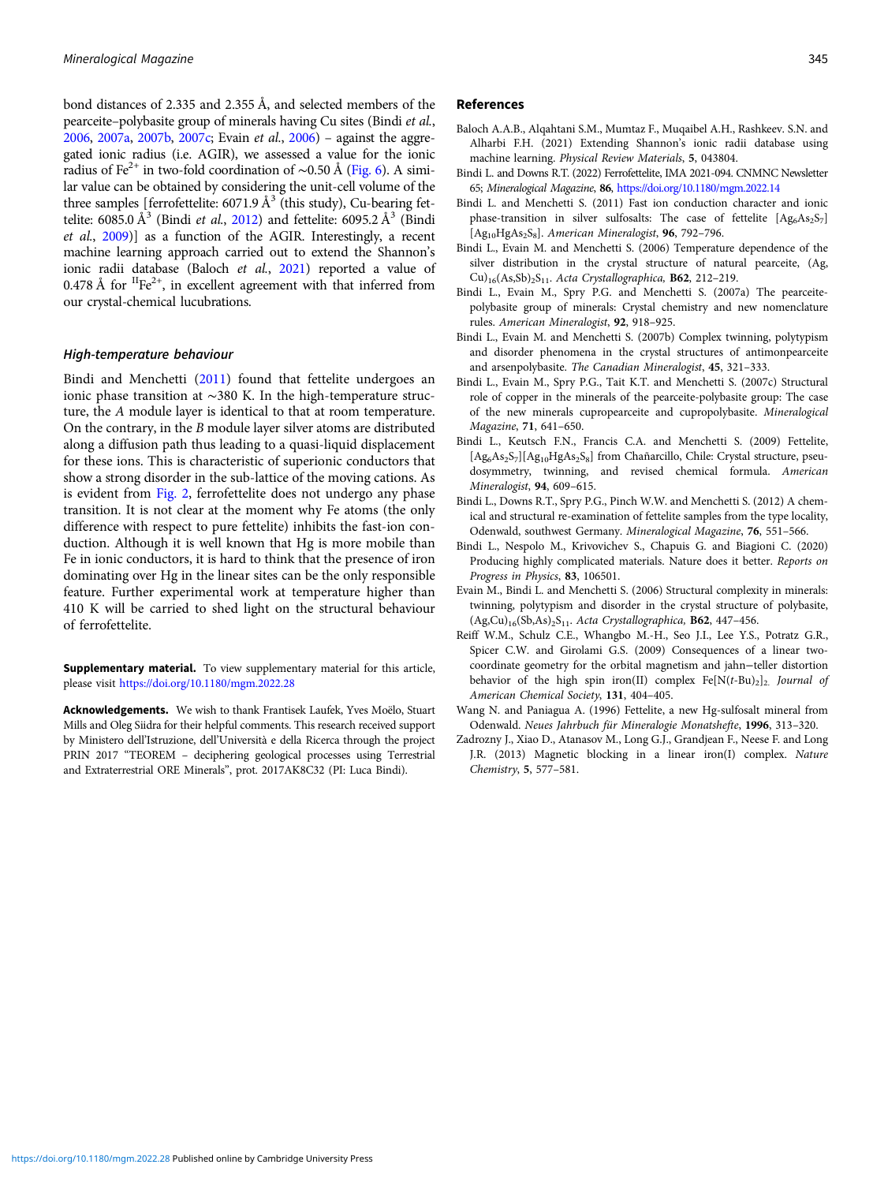bond distances of 2.335 and 2.355 Å, and selected members of the pearceite–polybasite group of minerals having Cu sites (Bindi *et al.*, 2006, 2007a, 2007b, 2007c; Evain *et al.*, 2006) – against the aggregated ionic radius (i.e. AGIR), we assessed a value for the ionic radius of $Fe^{2+}$ in two-fold coordination of ~0.50 Å (Fig. 6). A similar value can be obtained by considering the unit-cell volume of the three samples [ferrofettelite: 6071.9 $Å^3$ (this study), Cu-bearing fettelite: 6085.0 $Å^3$ (Bindi *et al.*, 2012) and fettelite: 6095.2 $Å^3$ (Bindi *et al.*, 2009)] as a function of the AGIR. Interestingly, a recent machine learning approach carried out to extend the Shannon's ionic radii database (Baloch *et al.*, 2021) reported a value of 0.478 Å for $^{II}Fe^{2+}$, in excellent agreement with that inferred from our crystal-chemical lucubrations.

### High-temperature behaviour

Bindi and Menchetti (2011) found that fettelite undergoes an ionic phase transition at ~380 K. In the high-temperature structure, the *A* module layer is identical to that at room temperature. On the contrary, in the *B* module layer silver atoms are distributed along a diffusion path thus leading to a quasi-liquid displacement for these ions. This is characteristic of superionic conductors that show a strong disorder in the sub-lattice of the moving cations. As is evident from Fig. 2, ferrofettelite does not undergo any phase transition. It is not clear at the moment why Fe atoms (the only difference with respect to pure fettelite) inhibits the fast-ion conduction. Although it is well known that Hg is more mobile than Fe in ionic conductors, it is hard to think that the presence of iron dominating over Hg in the linear sites can be the only responsible feature. Further experimental work at temperature higher than 410 K will be carried to shed light on the structural behaviour of ferrofettelite.

**Supplementary material.** To view supplementary material for this article, please visit https://doi.org/10.1180/mgm.2022.28

**Acknowledgements.** We wish to thank Frantisek Laufek, Yves Moëlo, Stuart Mills and Oleg Siidra for their helpful comments. This research received support by Ministero dell'Istruzione, dell'Università e della Ricerca through the project PRIN 2017 "TEOREM – deciphering geological processes using Terrestrial and Extraterrestrial ORE Minerals", prot. 2017AK8C32 (PI: Luca Bindi).

## References

Baloch A.A.B., Alqahtani S.M., Mumtaz F., Muqaibel A.H., Rashkeev. S.N. and Alharbi F.H. (2021) Extending Shannon's ionic radii database using machine learning. *Physical Review Materials*, **5**, 043804.

Bindi L. and Downs R.T. (2022) Ferrofettelite, IMA 2021-094. CNMNC Newsletter 65; *Mineralogical Magazine*, **86**, https://doi.org/10.1180/mgm.2022.14

Bindi L. and Menchetti S. (2011) Fast ion conduction character and ionic phase-transition in silver sulfosalts: The case of fettelite $[Ag_6As_2S_7][Ag_{10}HgAs_2S_8]$. *American Mineralogist*, **96**, 792–796.

Bindi L., Evain M. and Menchetti S. (2006) Temperature dependence of the silver distribution in the crystal structure of natural pearceite, $(Ag,Cu)_{16}(As,Sb)_2S_{11}$. *Acta Crystallographica*, **B62**, 212–219.

Bindi L., Evain M., Spry P.G. and Menchetti S. (2007a) The pearceite-polybasite group of minerals: Crystal chemistry and new nomenclature rules. *American Mineralogist*, **92**, 918–925.

Bindi L., Evain M. and Menchetti S. (2007b) Complex twinning, polytypism and disorder phenomena in the crystal structures of antimonpearceite and arsenpolybasite. *The Canadian Mineralogist*, **45**, 321–333.

Bindi L., Evain M., Spry P.G., Tait K.T. and Menchetti S. (2007c) Structural role of copper in the minerals of the pearceite-polybasite group: The case of the new minerals cupropearceite and cupropolybasite. *Mineralogical Magazine*, **71**, 641–650.

Bindi L., Keutsch F.N., Francis C.A. and Menchetti S. (2009) Fettelite, $[Ag_6As_2S_7][Ag_{10}HgAs_2S_8]$ from Chañarcillo, Chile: Crystal structure, pseudosymmetry, twinning, and revised chemical formula. *American Mineralogist*, **94**, 609–615.

Bindi L., Downs R.T., Spry P.G., Pinch W.W. and Menchetti S. (2012) A chemical and structural re-examination of fettelite samples from the type locality, Odenwald, southwest Germany. *Mineralogical Magazine*, **76**, 551–566.

Bindi L., Nespolo M., Krivovichev S., Chapuis G. and Biagioni C. (2020) Producing highly complicated materials. Nature does it better. *Reports on Progress in Physics*, **83**, 106501.

Evain M., Bindi L. and Menchetti S. (2006) Structural complexity in minerals: twinning, polytypism and disorder in the crystal structure of polybasite, $(Ag,Cu)_{16}(Sb,As)_2S_{11}$. *Acta Crystallographica*, **B62**, 447–456.

Reiff W.M., Schulz C.E., Whangbo M.-H., Seo J.I., Lee Y.S., Potratz G.R., Spicer C.W. and Girolami G.S. (2009) Consequences of a linear two-coordinate geometry for the orbital magnetism and jahn–teller distortion behavior of the high spin iron(II) complex $Fe[N(t\text{-}Bu)_2]_2$. *Journal of American Chemical Society*, **131**, 404–405.

Wang N. and Paniagua A. (1996) Fettelite, a new Hg-sulfosalt mineral from Odenwald. *Neues Jahrbuch für Mineralogie Monatshefte*, **1996**, 313–320.

Zadrozny J., Xiao D., Atanasov M., Long G.J., Grandjean F., Neese F. and Long J.R. (2013) Magnetic blocking in a linear iron(I) complex. *Nature Chemistry*, **5**, 577–581.